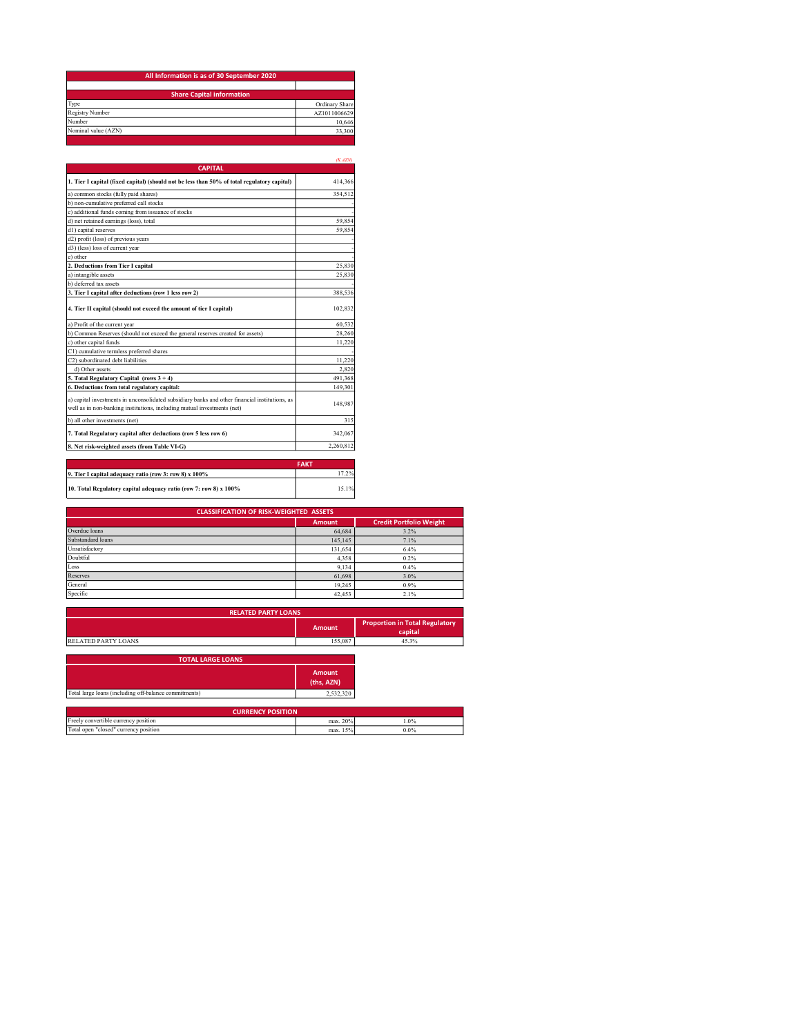## All Information is as of 30 September 2020

| Share Capital information | |
|---|---|
| Type | Ordinary Share |
| Registry Number | AZ1011006629 |
| Number | 10,646 |
| Nominal value (AZN) | 33,300 |

*(K AZN)*

| CAPITAL | |
|---|---|
| **1. Tier I capital (fixed capital) (should not be less than 50% of total regulatory capital)** | 414,366 |
| a) common stocks (fully paid shares) | 354,512 |
| b) non-cumulative preferred call stocks | - |
| c) additional funds coming from issuance of stocks | - |
| d) net retained earnings (loss), total | 59,854 |
| d1) capital reserves | 59,854 |
| d2) profit (loss) of previous years | - |
| d3) (less) loss of current year | - |
| e) other | - |
| **2. Deductions from Tier I capital** | 25,830 |
| a) intangible assets | 25,830 |
| b) deferred tax assets | - |
| **3. Tier I capital after deductions (row 1 less row 2)** | 388,536 |
| **4. Tier II capital (should not exceed the amount of tier I capital)** | 102,832 |
| a) Profit of the current year | 60,532 |
| b) Common Reserves (should not exceed the general reserves created for assets) | 28,260 |
| c) other capital funds | 11,220 |
| C1) cumulative termless preferred shares | - |
| C2) subordinated debt liabilities | 11,220 |
| d) Other assets | 2,820 |
| **5. Total Regulatory Capital (rows 3 + 4)** | 491,368 |
| **6. Deductions from total regulatory capital:** | 149,301 |
| a) capital investments in unconsolidated subsidiary banks and other financial institutions, as well as in non-banking institutions, including mutual investments (net) | 148,987 |
| b) all other investments (net) | 315 |
| **7. Total Regulatory capital after deductions (row 5 less row 6)** | 342,067 |
| **8. Net risk-weighted assets (from Table VI-G)** | 2,260,812 |

| | FAKT |
|---|---|
| **9. Tier I capital adequacy ratio (row 3: row 8) x 100%** | 17.2% |
| **10. Total Regulatory capital adequacy ratio (row 7: row 8) x 100%** | 15.1% |

| CLASSIFICATION OF RISK-WEIGHTED ASSETS | Amount | Credit Portfolio Weight |
|---|---|---|
| Overdue loans | 64,684 | 3.2% |
| Substandard loans | 145,145 | 7.1% |
| Unsatisfactory | 131,654 | 6.4% |
| Doubtful | 4,358 | 0.2% |
| Loss | 9,134 | 0.4% |
| Reserves | 61,698 | 3.0% |
| General | 19,245 | 0.9% |
| Specific | 42,453 | 2.1% |

| RELATED PARTY LOANS | Amount | Proportion in Total Regulatory capital |
|---|---|---|
| RELATED PARTY LOANS | 155,087 | 45.3% |

| TOTAL LARGE LOANS | Amount (ths, AZN) |
|---|---|
| Total large loans (including off-balance commitments) | 2,532,320 |

| CURRENCY POSITION | | |
|---|---|---|
| Freely convertible currency position | max. 20% | 1.0% |
| Total open "closed" currency position | max. 15% | 0.0% |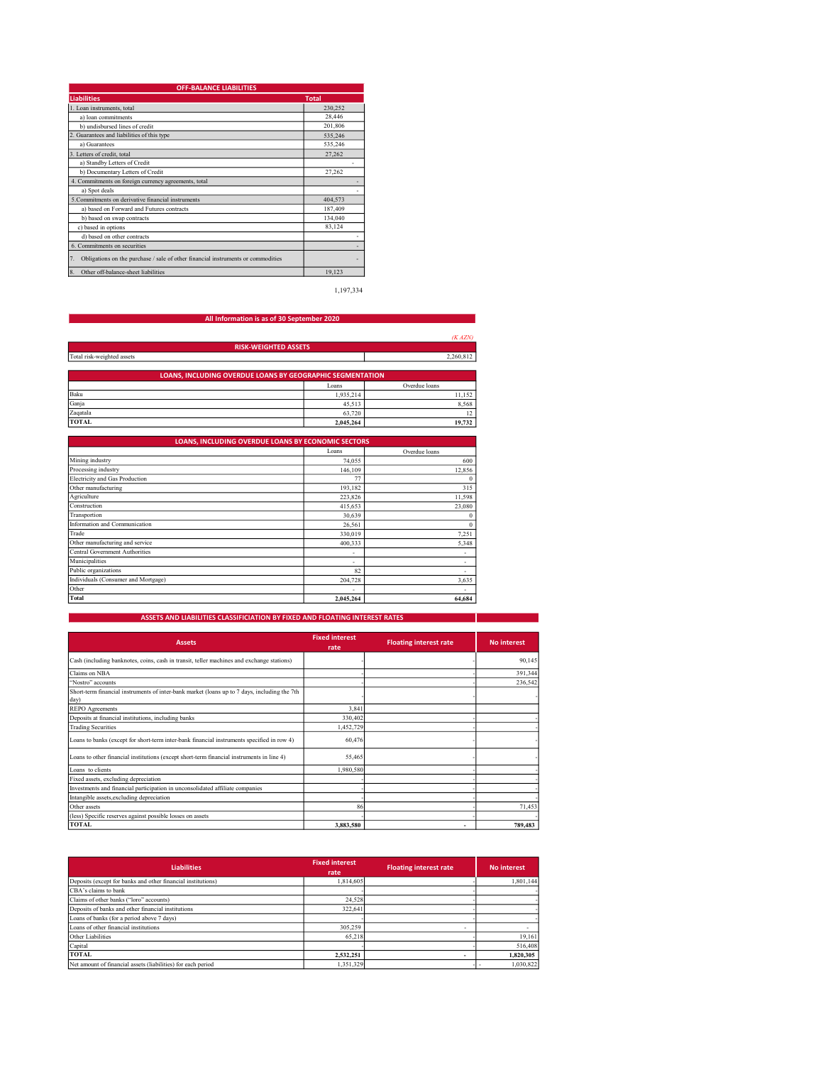| OFF-BALANCE LIABILITIES | |
|---|---|
| **Liabilities** | **Total** |
| 1. Loan instruments, total | 230,252 |
| a) loan commitments | 28,446 |
| b) undisbursed lines of credit | 201,806 |
| 2. Guarantees and liabilities of this type | 535,246 |
| a) Guarantees | 535,246 |
| 3. Letters of credit, total | 27,262 |
| a) Standby Letters of Credit | - |
| b) Documentary Letters of Credit | 27,262 |
| 4. Commitments on foreign currency agreements, total | - |
| a) Spot deals | - |
| 5.Commitments on derivative financial instruments | 404,573 |
| a) based on Forward and Futures contracts | 187,409 |
| b) based on swap contracts | 134,040 |
| c) based in options | 83,124 |
| d) based on other contracts | - |
| 6. Commitments on securities | - |
| 7. Obligations on the purchase / sale of other financial instruments or commodities | - |
| 8. Other off-balance-sheet liabilities | 19,123 |

1,197,334

## All Information is as of 30 September 2020

*(K AZN)*

| RISK-WEIGHTED ASSETS | |
|---|---|
| Total risk-weighted assets | 2,260,812 |

| LOANS, INCLUDING OVERDUE LOANS BY GEOGRAPHIC SEGMENTATION | | |
|---|---|---|
| | Loans | Overdue loans |
| Baku | 1,935,214 | 11,152 |
| Ganja | 45,513 | 8,568 |
| Zaqatala | 63,720 | 12 |
| **TOTAL** | **2,045,264** | **19,732** |

| LOANS, INCLUDING OVERDUE LOANS BY ECONOMIC SECTORS | | |
|---|---|---|
| | Loans | Overdue loans |
| Mining industry | 74,055 | 600 |
| Processing industry | 146,109 | 12,856 |
| Electricity and Gas Production | 77 | 0 |
| Other manufacturing | 193,182 | 315 |
| Agriculture | 223,826 | 11,598 |
| Construction | 415,653 | 23,080 |
| Transportion | 30,639 | 0 |
| Information and Communication | 26,561 | 0 |
| Trade | 330,019 | 7,251 |
| Other manufacturing and service | 400,333 | 5,348 |
| Central Government Authorities | - | - |
| Municipalities | - | - |
| Public organizations | 82 | - |
| Individuals (Consumer and Mortgage) | 204,728 | 3,635 |
| Other | - | - |
| **Total** | **2,045,264** | **64,684** |

## ASSETS AND LIABILITIES CLASSIFICIATION BY FIXED AND FLOATING INTEREST RATES

| Assets | Fixed interest rate | Floating interest rate | No interest |
|---|---|---|---|
| Cash (including banknotes, coins, cash in transit, teller machines and exchange stations) | - | - | 90,145 |
| Claims on NBA | - | - | 391,344 |
| "Nostro" accounts | - | - | 236,542 |
| Short-term financial instruments of inter-bank market (loans up to 7 days, including the 7th day) | - | - | - |
| REPO Agreements | 3,841 | | |
| Deposits at financial institutions, including banks | 330,402 | - | - |
| Trading Securities | 1,452,729 | - | - |
| Loans to banks (except for short-term inter-bank financial instruments specified in row 4) | 60,476 | - | - |
| Loans to other financial institutions (except short-term financial instruments in line 4) | 55,465 | - | - |
| Loans to clients | 1,980,580 | - | - |
| Fixed assets, excluding depreciation | - | - | - |
| Investments and financial participation in unconsolidated affiliate companies | - | - | - |
| Intangible assets,excluding depreciation | - | - | - |
| Other assets | 86 | - | 71,453 |
| (less) Specific reserves against possible losses on assets | - | - | - |
| **TOTAL** | **3,883,580** | **-** | **789,483** |

| Liabilities | Fixed interest rate | Floating interest rate | No interest |
|---|---|---|---|
| Deposits (except for banks and other financial institutions) | 1,814,605 | - | 1,801,144 |
| CBA's claims to bank | - | - | - |
| Claims of other banks ("loro" accounts) | 24,528 | - | - |
| Deposits of banks and other financial institutions | 322,641 | - | - |
| Loans of banks (for a period above 7 days) | - | - | - |
| Loans of other financial institutions | 305,259 | - | - |
| Other Liabilities | 65,218 | - | 19,161 |
| Capital | - | - | 516,408 |
| **TOTAL** | **2,532,251** | **-** | **1,820,305** |
| Net amount of financial assets (liabilities) for each period | 1,351,329 | - | - 1,030,822 |